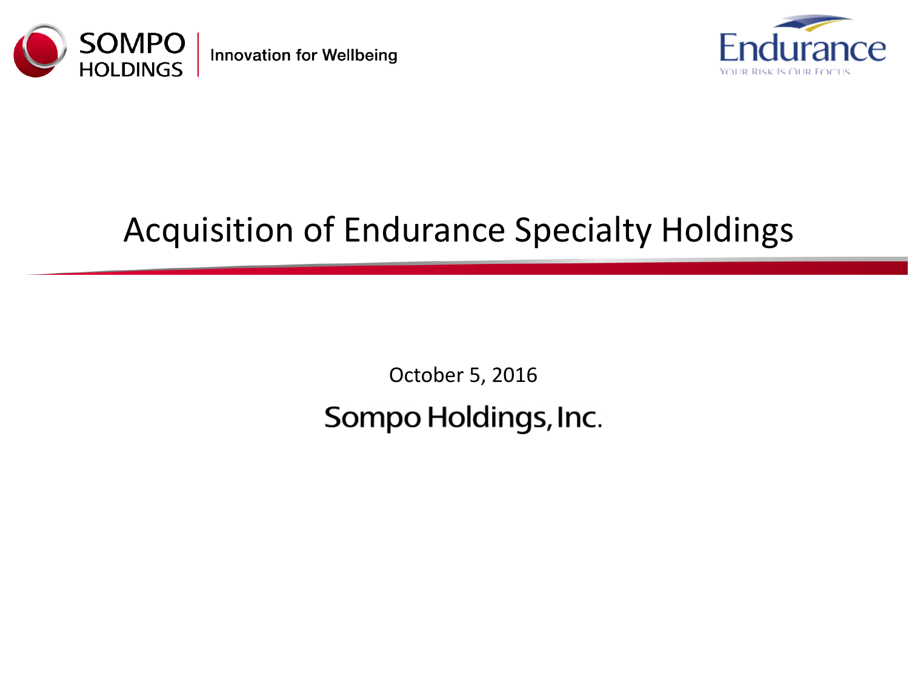SOMPO HOLDINGS | Innovation for Wellbeing

Endurance
YOUR RISK IS OUR FOCUS

# Acquisition of Endurance Specialty Holdings

October 5, 2016

Sompo Holdings, Inc.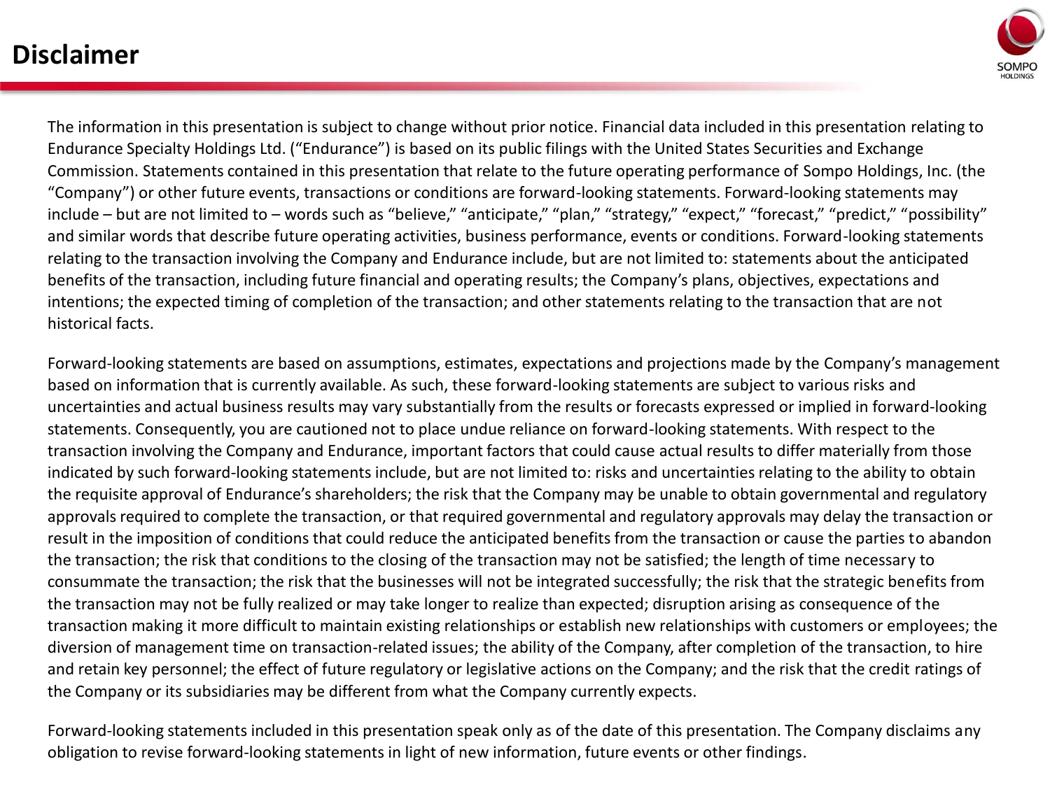# Disclaimer

The information in this presentation is subject to change without prior notice. Financial data included in this presentation relating to Endurance Specialty Holdings Ltd. ("Endurance") is based on its public filings with the United States Securities and Exchange Commission. Statements contained in this presentation that relate to the future operating performance of Sompo Holdings, Inc. (the "Company") or other future events, transactions or conditions are forward-looking statements. Forward-looking statements may include – but are not limited to – words such as "believe," "anticipate," "plan," "strategy," "expect," "forecast," "predict," "possibility" and similar words that describe future operating activities, business performance, events or conditions. Forward-looking statements relating to the transaction involving the Company and Endurance include, but are not limited to: statements about the anticipated benefits of the transaction, including future financial and operating results; the Company's plans, objectives, expectations and intentions; the expected timing of completion of the transaction; and other statements relating to the transaction that are not historical facts.

Forward-looking statements are based on assumptions, estimates, expectations and projections made by the Company's management based on information that is currently available. As such, these forward-looking statements are subject to various risks and uncertainties and actual business results may vary substantially from the results or forecasts expressed or implied in forward-looking statements. Consequently, you are cautioned not to place undue reliance on forward-looking statements. With respect to the transaction involving the Company and Endurance, important factors that could cause actual results to differ materially from those indicated by such forward-looking statements include, but are not limited to: risks and uncertainties relating to the ability to obtain the requisite approval of Endurance's shareholders; the risk that the Company may be unable to obtain governmental and regulatory approvals required to complete the transaction, or that required governmental and regulatory approvals may delay the transaction or result in the imposition of conditions that could reduce the anticipated benefits from the transaction or cause the parties to abandon the transaction; the risk that conditions to the closing of the transaction may not be satisfied; the length of time necessary to consummate the transaction; the risk that the businesses will not be integrated successfully; the risk that the strategic benefits from the transaction may not be fully realized or may take longer to realize than expected; disruption arising as consequence of the transaction making it more difficult to maintain existing relationships or establish new relationships with customers or employees; the diversion of management time on transaction-related issues; the ability of the Company, after completion of the transaction, to hire and retain key personnel; the effect of future regulatory or legislative actions on the Company; and the risk that the credit ratings of the Company or its subsidiaries may be different from what the Company currently expects.

Forward-looking statements included in this presentation speak only as of the date of this presentation. The Company disclaims any obligation to revise forward-looking statements in light of new information, future events or other findings.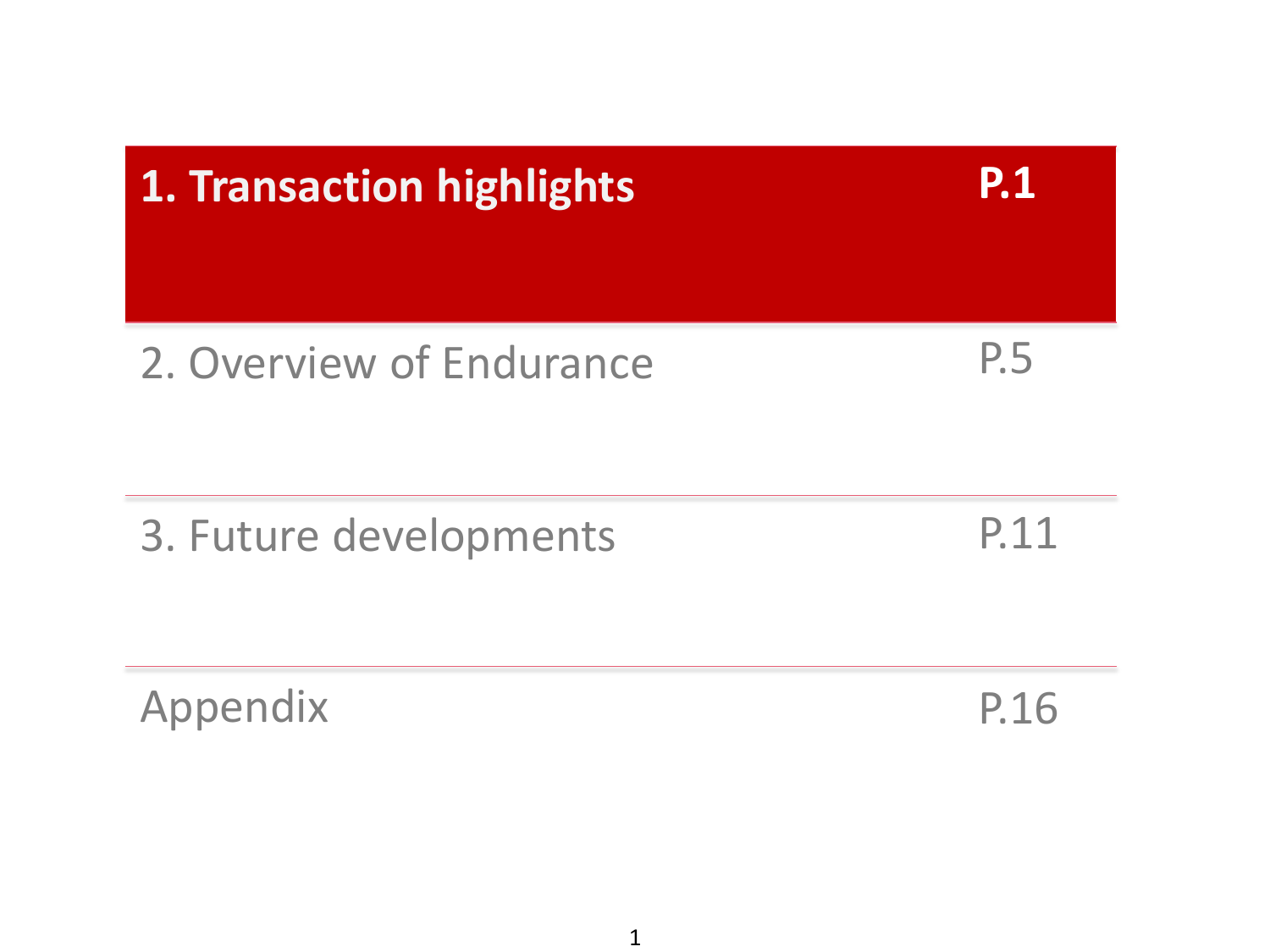| Section | Page |
|---|---|
| **1. Transaction highlights** | **P.1** |
| 2. Overview of Endurance | P.5 |
| 3. Future developments | P.11 |
| Appendix | P.16 |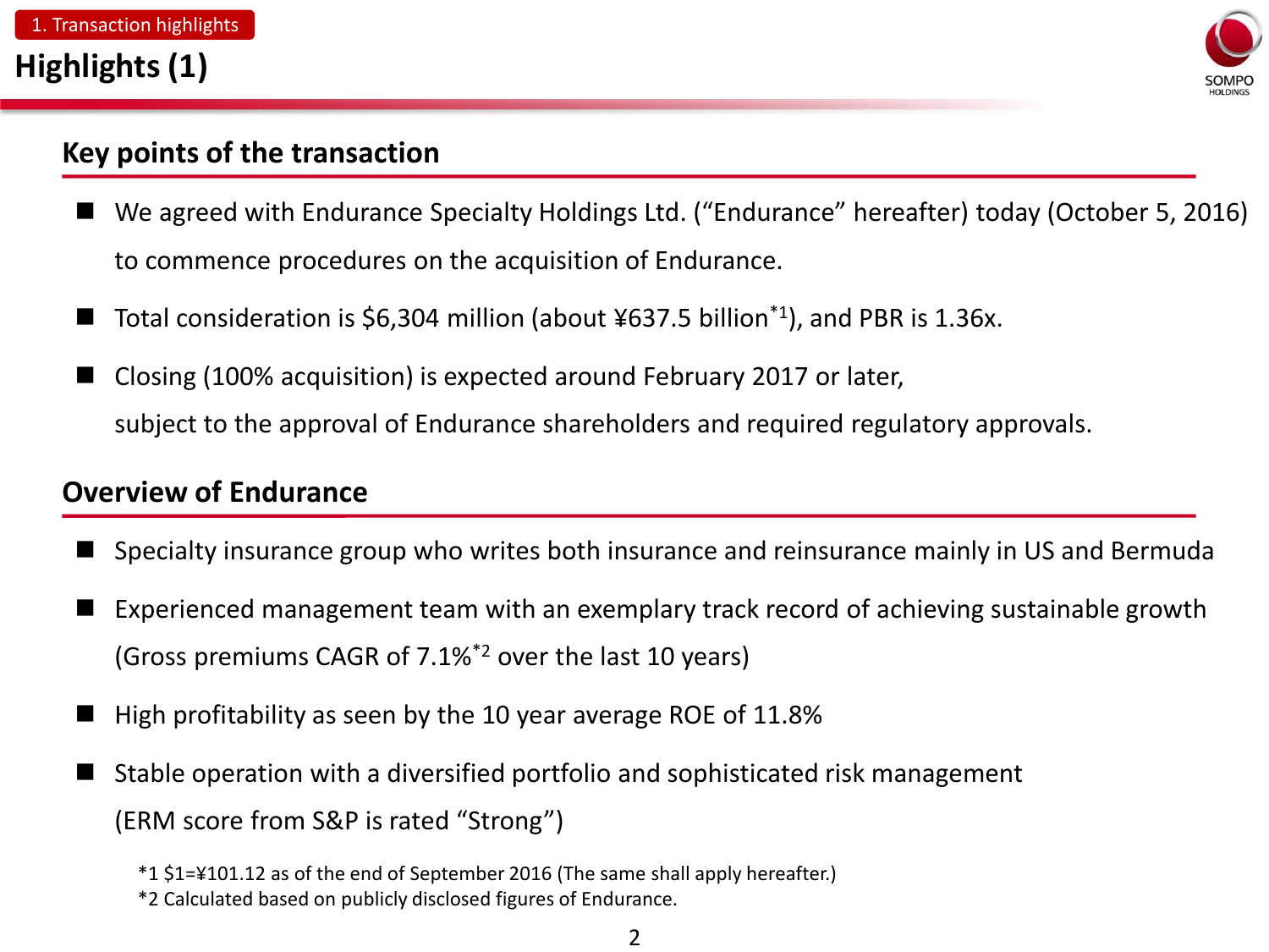1. Transaction highlights

# Highlights (1)

## Key points of the transaction

- We agreed with Endurance Specialty Holdings Ltd. ("Endurance" hereafter) today (October 5, 2016) to commence procedures on the acquisition of Endurance.
- Total consideration is $6,304 million (about ¥637.5 billion[*1]), and PBR is 1.36x.
- Closing (100% acquisition) is expected around February 2017 or later, subject to the approval of Endurance shareholders and required regulatory approvals.

## Overview of Endurance

- Specialty insurance group who writes both insurance and reinsurance mainly in US and Bermuda
- Experienced management team with an exemplary track record of achieving sustainable growth (Gross premiums CAGR of 7.1%[*2] over the last 10 years)
- High profitability as seen by the 10 year average ROE of 11.8%
- Stable operation with a diversified portfolio and sophisticated risk management (ERM score from S&P is rated "Strong")

*1 $1=¥101.12 as of the end of September 2016 (The same shall apply hereafter.)
*2 Calculated based on publicly disclosed figures of Endurance.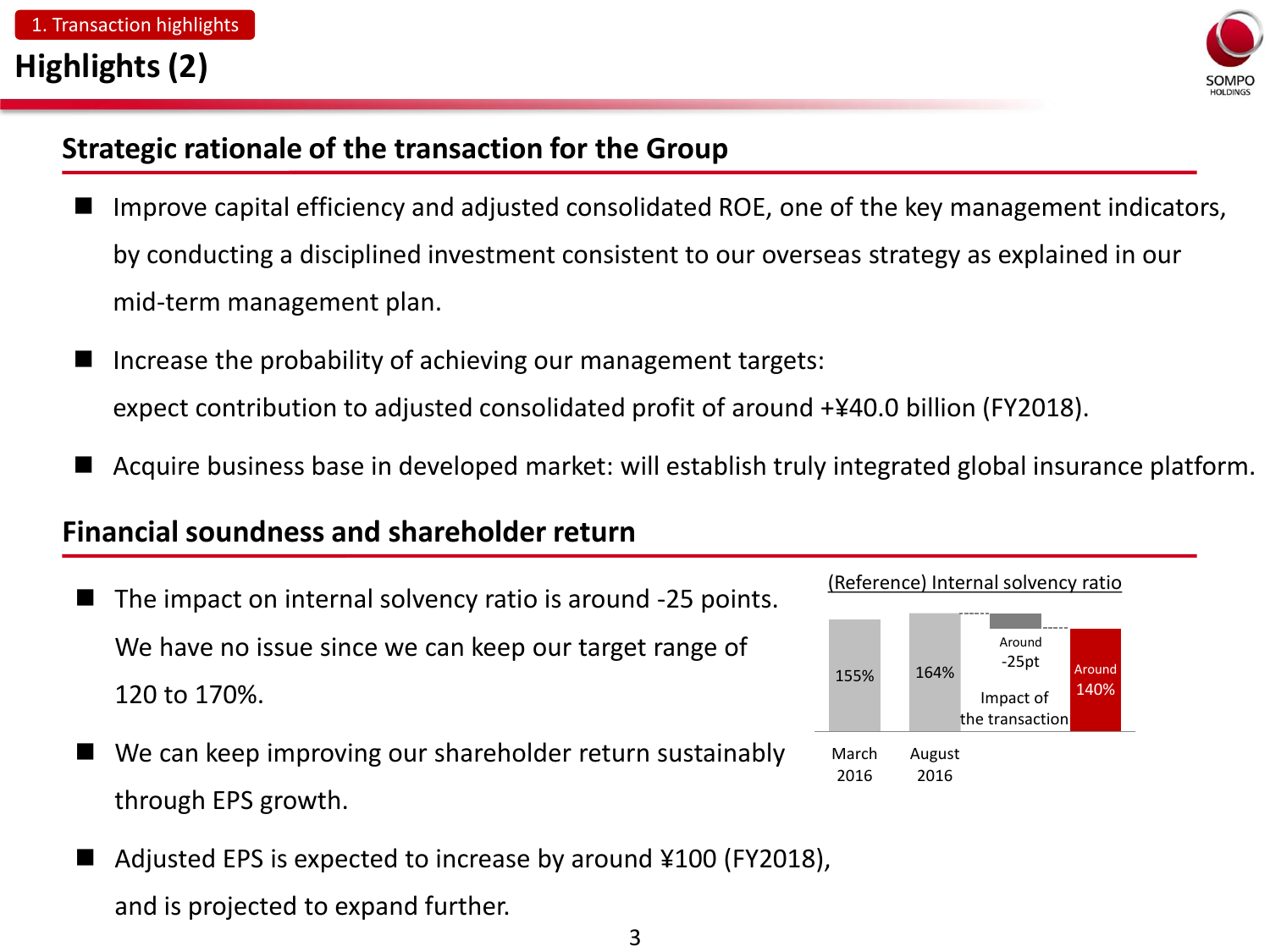1. Transaction highlights

# Highlights (2)

## Strategic rationale of the transaction for the Group

- Improve capital efficiency and adjusted consolidated ROE, one of the key management indicators, by conducting a disciplined investment consistent to our overseas strategy as explained in our mid-term management plan.
- Increase the probability of achieving our management targets: expect contribution to adjusted consolidated profit of around +¥40.0 billion (FY2018).
- Acquire business base in developed market: will establish truly integrated global insurance platform.

## Financial soundness and shareholder return

- The impact on internal solvency ratio is around -25 points. We have no issue since we can keep our target range of 120 to 170%.
- We can keep improving our shareholder return sustainably through EPS growth.
- Adjusted EPS is expected to increase by around ¥100 (FY2018), and is projected to expand further.

(Reference) Internal solvency ratio

| March 2016 | August 2016 | Impact of the transaction | |
|---|---|---|---|
| 155% | 164% | Around -25pt | Around 140% |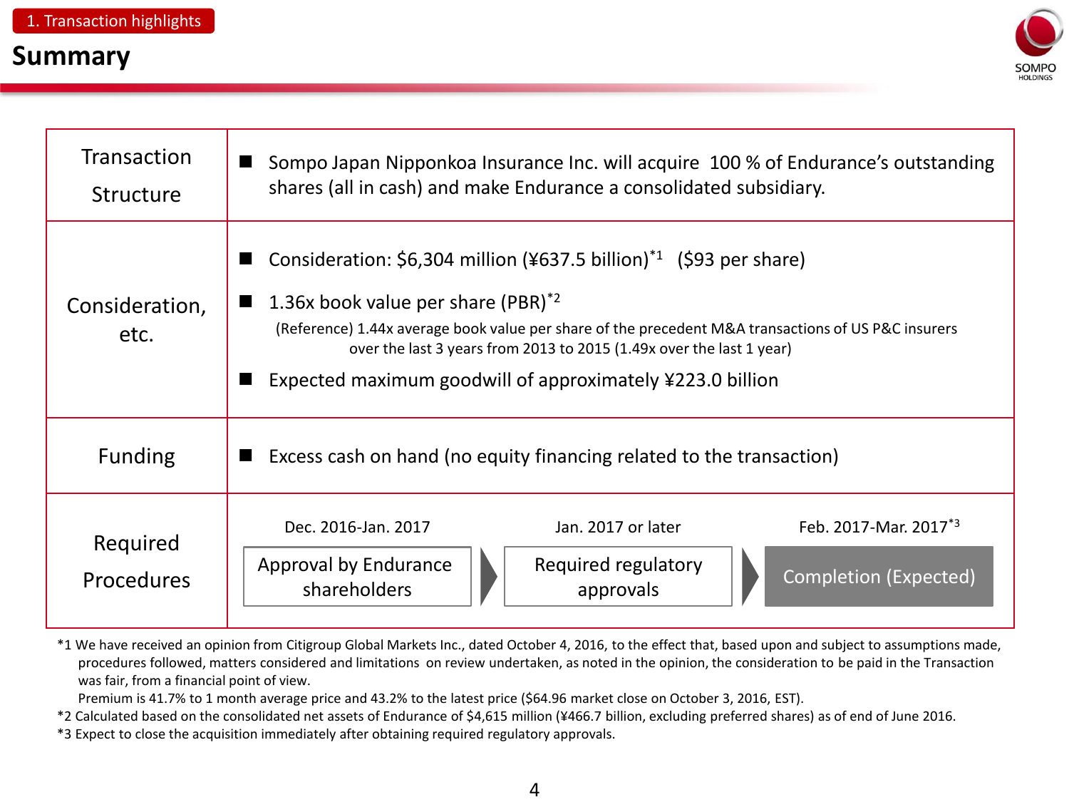1. Transaction highlights

# Summary

| | |
|---|---|
| Transaction Structure | ■ Sompo Japan Nipponkoa Insurance Inc. will acquire 100 % of Endurance's outstanding shares (all in cash) and make Endurance a consolidated subsidiary. |
| Consideration, etc. | ■ Consideration: $6,304 million (¥637.5 billion)[*1] ($93 per share)<br>■ 1.36x book value per share (PBR)[*2]<br>(Reference) 1.44x average book value per share of the precedent M&A transactions of US P&C insurers over the last 3 years from 2013 to 2015 (1.49x over the last 1 year)<br>■ Expected maximum goodwill of approximately ¥223.0 billion |
| Funding | ■ Excess cash on hand (no equity financing related to the transaction) |
| Required Procedures | Dec. 2016-Jan. 2017: Approval by Endurance shareholders → Jan. 2017 or later: Required regulatory approvals → Feb. 2017-Mar. 2017[*3]: Completion (Expected) |

*1 We have received an opinion from Citigroup Global Markets Inc., dated October 4, 2016, to the effect that, based upon and subject to assumptions made, procedures followed, matters considered and limitations on review undertaken, as noted in the opinion, the consideration to be paid in the Transaction was fair, from a financial point of view.
Premium is 41.7% to 1 month average price and 43.2% to the latest price ($64.96 market close on October 3, 2016, EST).

*2 Calculated based on the consolidated net assets of Endurance of $4,615 million (¥466.7 billion, excluding preferred shares) as of end of June 2016.

*3 Expect to close the acquisition immediately after obtaining required regulatory approvals.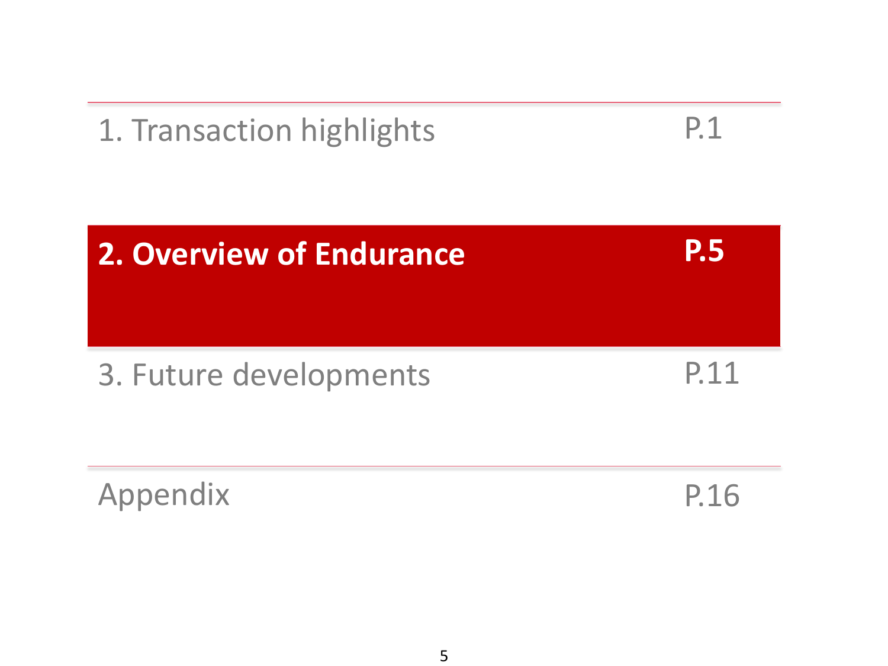| | |
|---|---|
| 1. Transaction highlights | P.1 |
| **2. Overview of Endurance** | **P.5** |
| 3. Future developments | P.11 |
| Appendix | P.16 |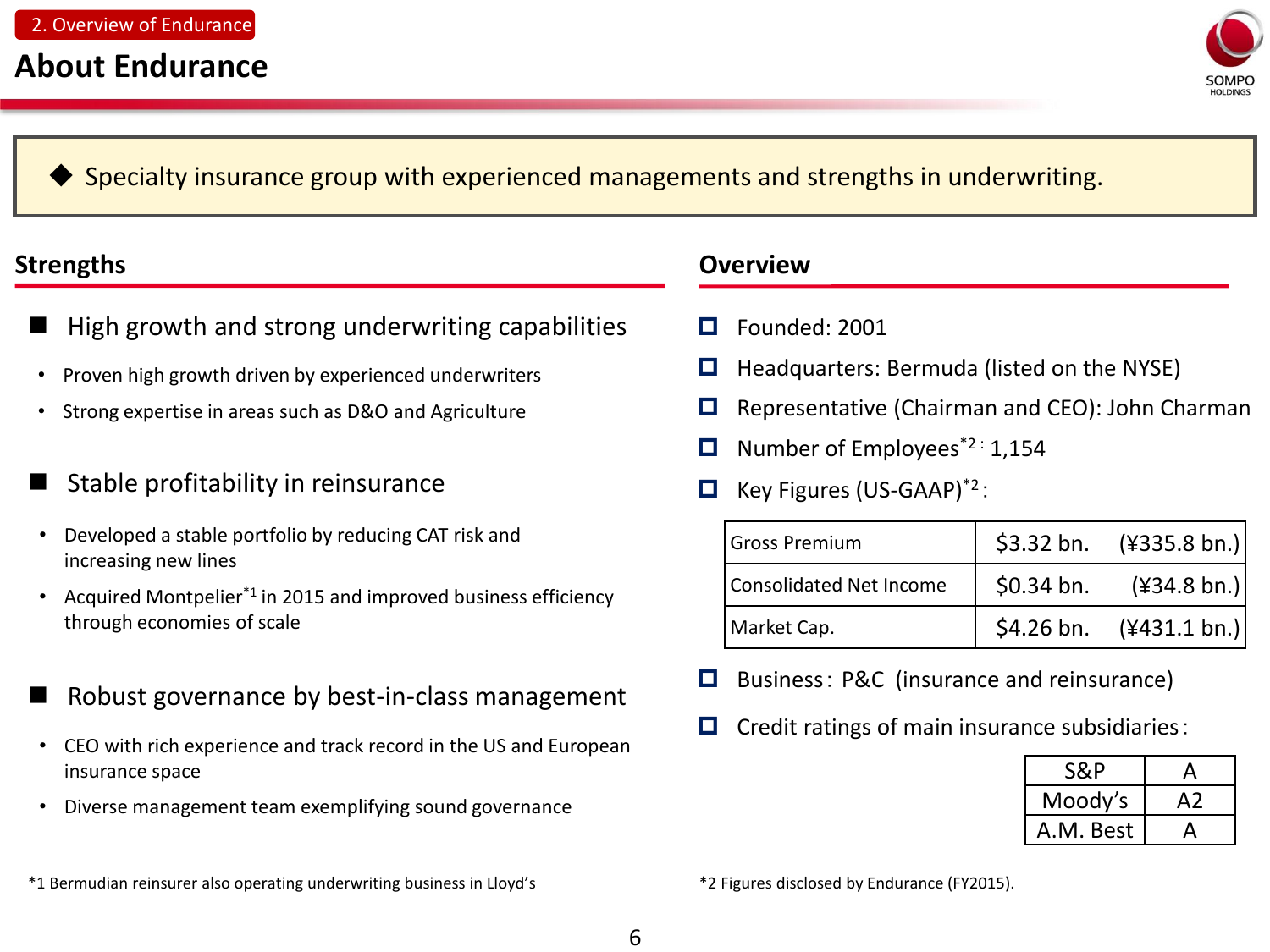2. Overview of Endurance

# About Endurance

◆ Specialty insurance group with experienced managements and strengths in underwriting.

## Strengths

### High growth and strong underwriting capabilities

- Proven high growth driven by experienced underwriters
- Strong expertise in areas such as D&O and Agriculture

### Stable profitability in reinsurance

- Developed a stable portfolio by reducing CAT risk and increasing new lines
- Acquired Montpelier[*1] in 2015 and improved business efficiency through economies of scale

### Robust governance by best-in-class management

- CEO with rich experience and track record in the US and European insurance space
- Diverse management team exemplifying sound governance

## Overview

- Founded: 2001
- Headquarters: Bermuda (listed on the NYSE)
- Representative (Chairman and CEO): John Charman
- Number of Employees[*2]: 1,154
- Key Figures (US-GAAP)[*2]:

| Item | USD | JPY |
|---|---|---|
| Gross Premium | $3.32 bn. | (¥335.8 bn.) |
| Consolidated Net Income | $0.34 bn. | (¥34.8 bn.) |
| Market Cap. | $4.26 bn. | (¥431.1 bn.) |

- Business: P&C (insurance and reinsurance)
- Credit ratings of main insurance subsidiaries:

| Agency | Rating |
|---|---|
| S&P | A |
| Moody's | A2 |
| A.M. Best | A |

*1 Bermudian reinsurer also operating underwriting business in Lloyd's

*2 Figures disclosed by Endurance (FY2015).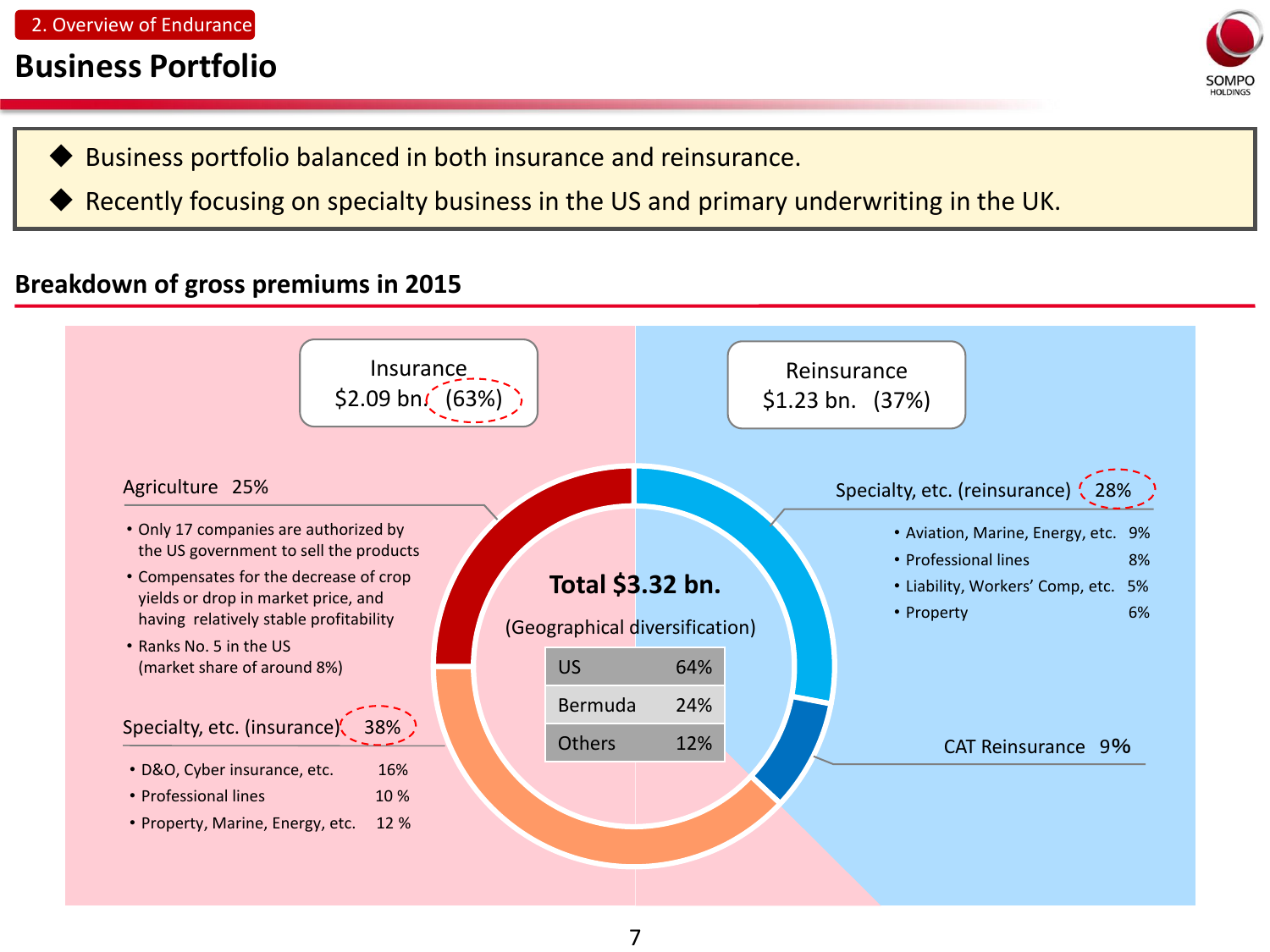2. Overview of Endurance

# Business Portfolio

- Business portfolio balanced in both insurance and reinsurance.
- Recently focusing on specialty business in the US and primary underwriting in the UK.

## Breakdown of gross premiums in 2015

**Insurance**
$2.09 bn. (63%)

**Reinsurance**
$1.23 bn. (37%)

**Total $3.32 bn.**

(Geographical diversification)

| Region | Share |
|---|---|
| US | 64% |
| Bermuda | 24% |
| Others | 12% |

### Agriculture 25%

- Only 17 companies are authorized by the US government to sell the products
- Compensates for the decrease of crop yields or drop in market price, and having relatively stable profitability
- Ranks No. 5 in the US (market share of around 8%)

### Specialty, etc. (insurance) 38%

- D&O, Cyber insurance, etc. 16%
- Professional lines 10 %
- Property, Marine, Energy, etc. 12 %

### Specialty, etc. (reinsurance) 28%

- Aviation, Marine, Energy, etc. 9%
- Professional lines 8%
- Liability, Workers' Comp, etc. 5%
- Property 6%

### CAT Reinsurance 9%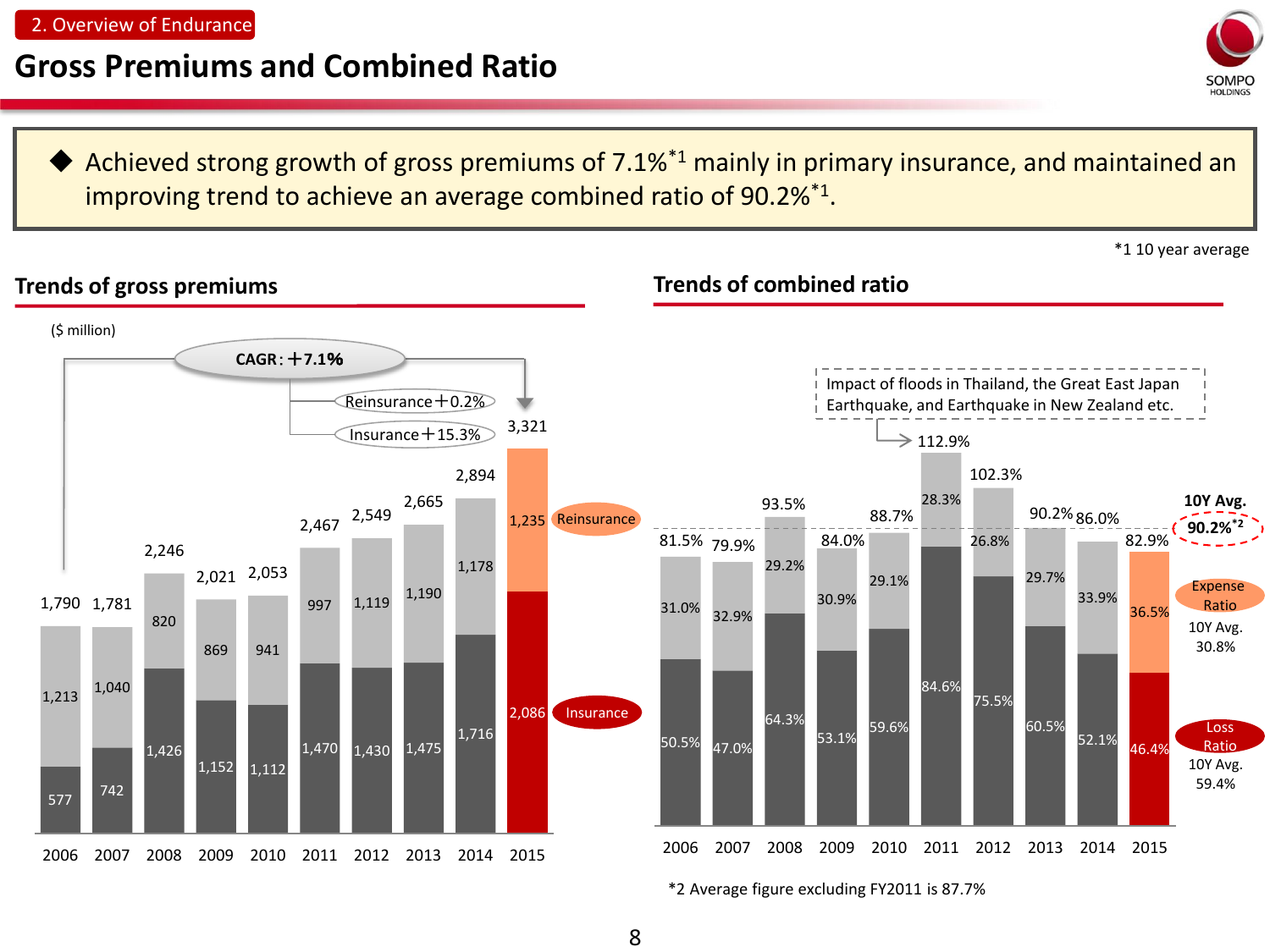2. Overview of Endurance

# Gross Premiums and Combined Ratio

◆ Achieved strong growth of gross premiums of 7.1%[*1] mainly in primary insurance, and maintained an improving trend to achieve an average combined ratio of 90.2%[*1].

*1 10 year average

## Trends of gross premiums

($ million)

CAGR: +7.1%
- Reinsurance +0.2%
- Insurance +15.3%

| | 2006 | 2007 | 2008 | 2009 | 2010 | 2011 | 2012 | 2013 | 2014 | 2015 |
|---|---|---|---|---|---|---|---|---|---|---|
| Reinsurance | 1,213 | 1,040 | 820 | 869 | 941 | 997 | 1,119 | 1,190 | 1,178 | 1,235 |
| Insurance | 577 | 742 | 1,426 | 1,152 | 1,112 | 1,470 | 1,430 | 1,475 | 1,716 | 2,086 |
| Total | 1,790 | 1,781 | 2,246 | 2,021 | 2,053 | 2,467 | 2,549 | 2,665 | 2,894 | 3,321 |

## Trends of combined ratio

Impact of floods in Thailand, the Great East Japan Earthquake, and Earthquake in New Zealand etc. (2011: 112.9%)

| | 2006 | 2007 | 2008 | 2009 | 2010 | 2011 | 2012 | 2013 | 2014 | 2015 | 10Y Avg. |
|---|---|---|---|---|---|---|---|---|---|---|---|
| Expense Ratio | 31.0% | 32.9% | 29.2% | 30.9% | 29.1% | 28.3% | 26.8% | 29.7% | 33.9% | 36.5% | 30.8% |
| Loss Ratio | 50.5% | 47.0% | 64.3% | 53.1% | 59.6% | 84.6% | 75.5% | 60.5% | 52.1% | 46.4% | 59.4% |
| Combined Ratio | 81.5% | 79.9% | 93.5% | 84.0% | 88.7% | 112.9% | 102.3% | 90.2% | 86.0% | 82.9% | 90.2%[*2] |

*2 Average figure excluding FY2011 is 87.7%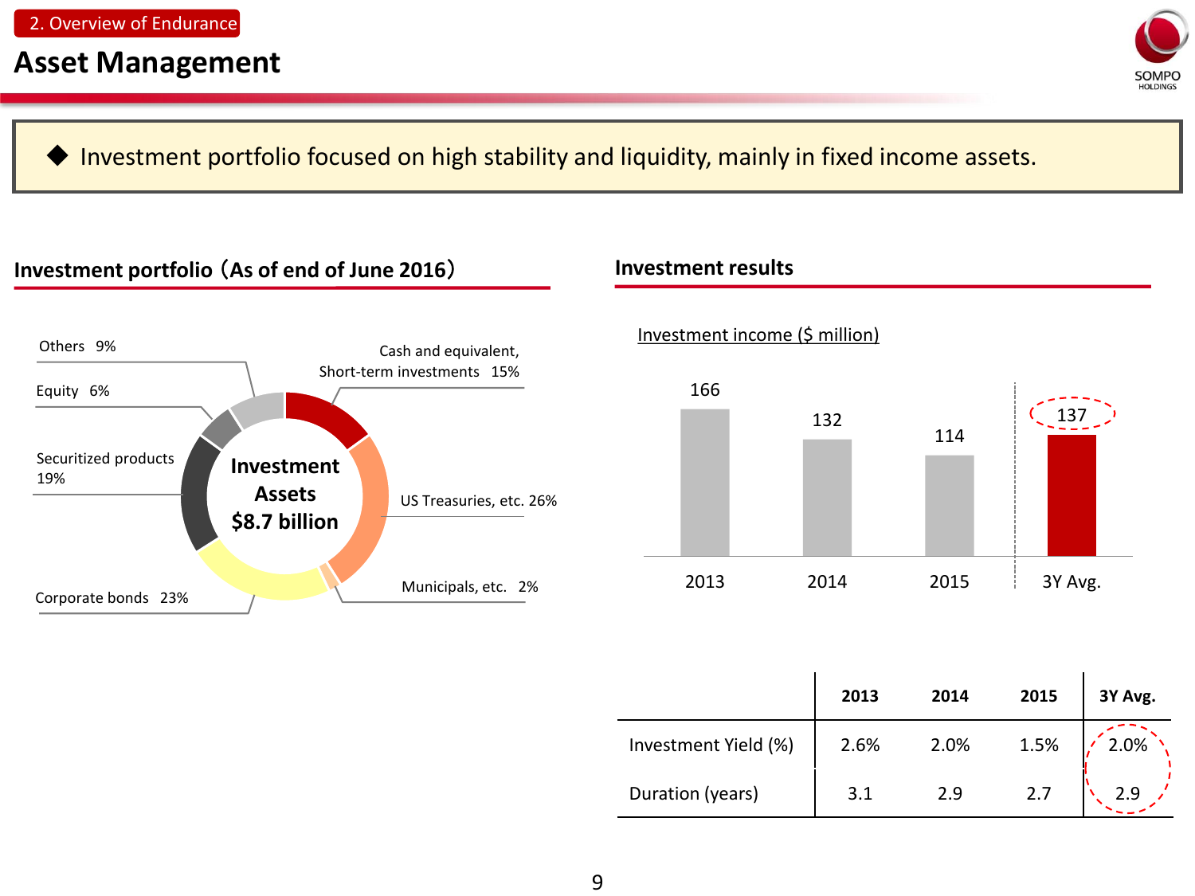2. Overview of Endurance

# Asset Management

◆ Investment portfolio focused on high stability and liquidity, mainly in fixed income assets.

## Investment portfolio（As of end of June 2016）

**Investment Assets $8.7 billion**

- Cash and equivalent, Short-term investments 15%
- US Treasuries, etc. 26%
- Municipals, etc. 2%
- Corporate bonds 23%
- Securitized products 19%
- Equity 6%
- Others 9%

## Investment results

Investment income ($ million)

| 2013 | 2014 | 2015 | 3Y Avg. |
|---|---|---|---|
| 166 | 132 | 114 | 137 |

| | 2013 | 2014 | 2015 | 3Y Avg. |
|---|---|---|---|---|
| Investment Yield (%) | 2.6% | 2.0% | 1.5% | 2.0% |
| Duration (years) | 3.1 | 2.9 | 2.7 | 2.9 |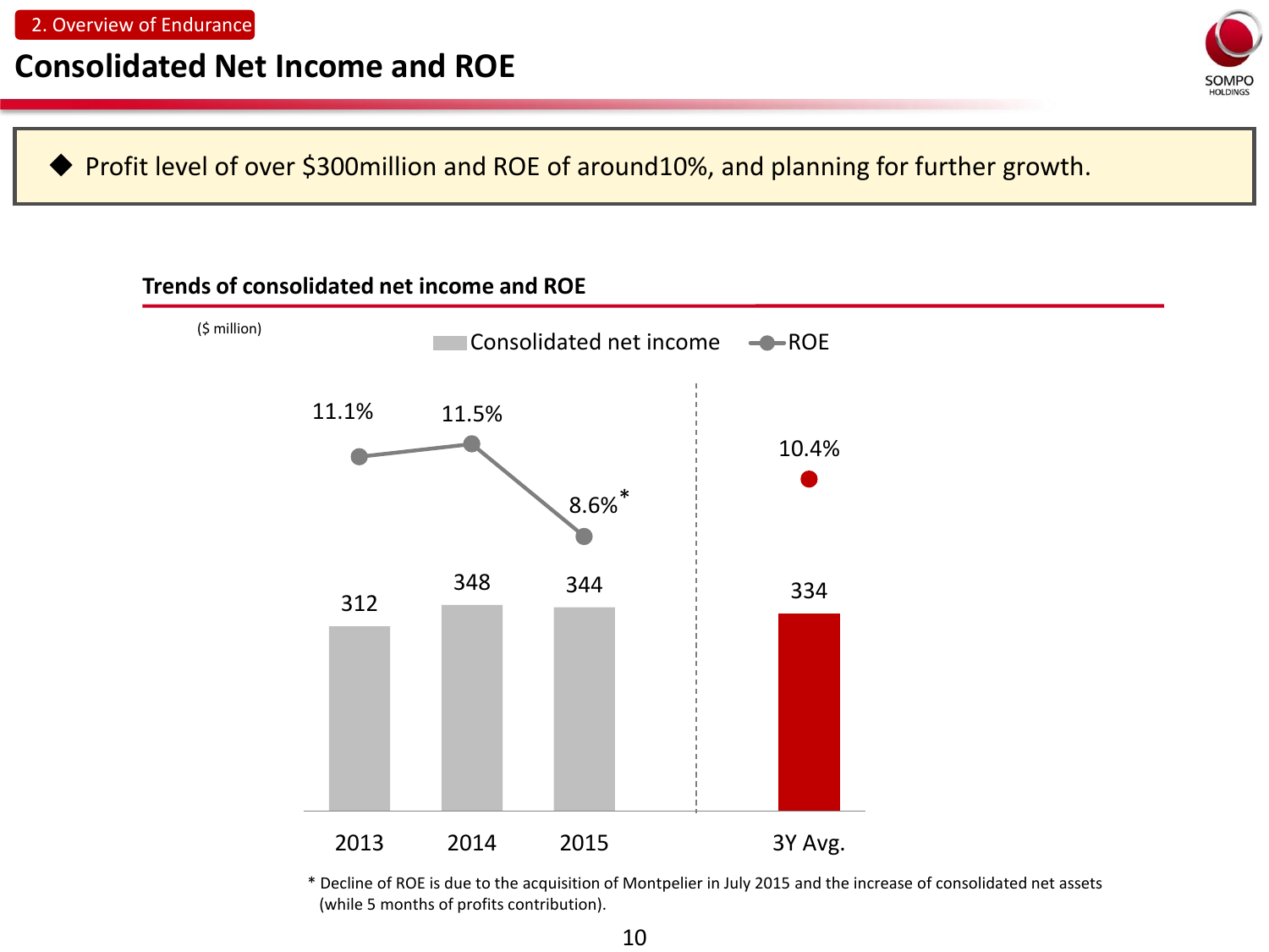2. Overview of Endurance

# Consolidated Net Income and ROE

◆ Profit level of over $300million and ROE of around10%, and planning for further growth.

## Trends of consolidated net income and ROE

($ million)

| | 2013 | 2014 | 2015 | 3Y Avg. |
|---|---|---|---|---|
| Consolidated net income | 312 | 348 | 344 | 334 |
| ROE | 11.1% | 11.5% | 8.6%* | 10.4% |

* Decline of ROE is due to the acquisition of Montpelier in July 2015 and the increase of consolidated net assets (while 5 months of profits contribution).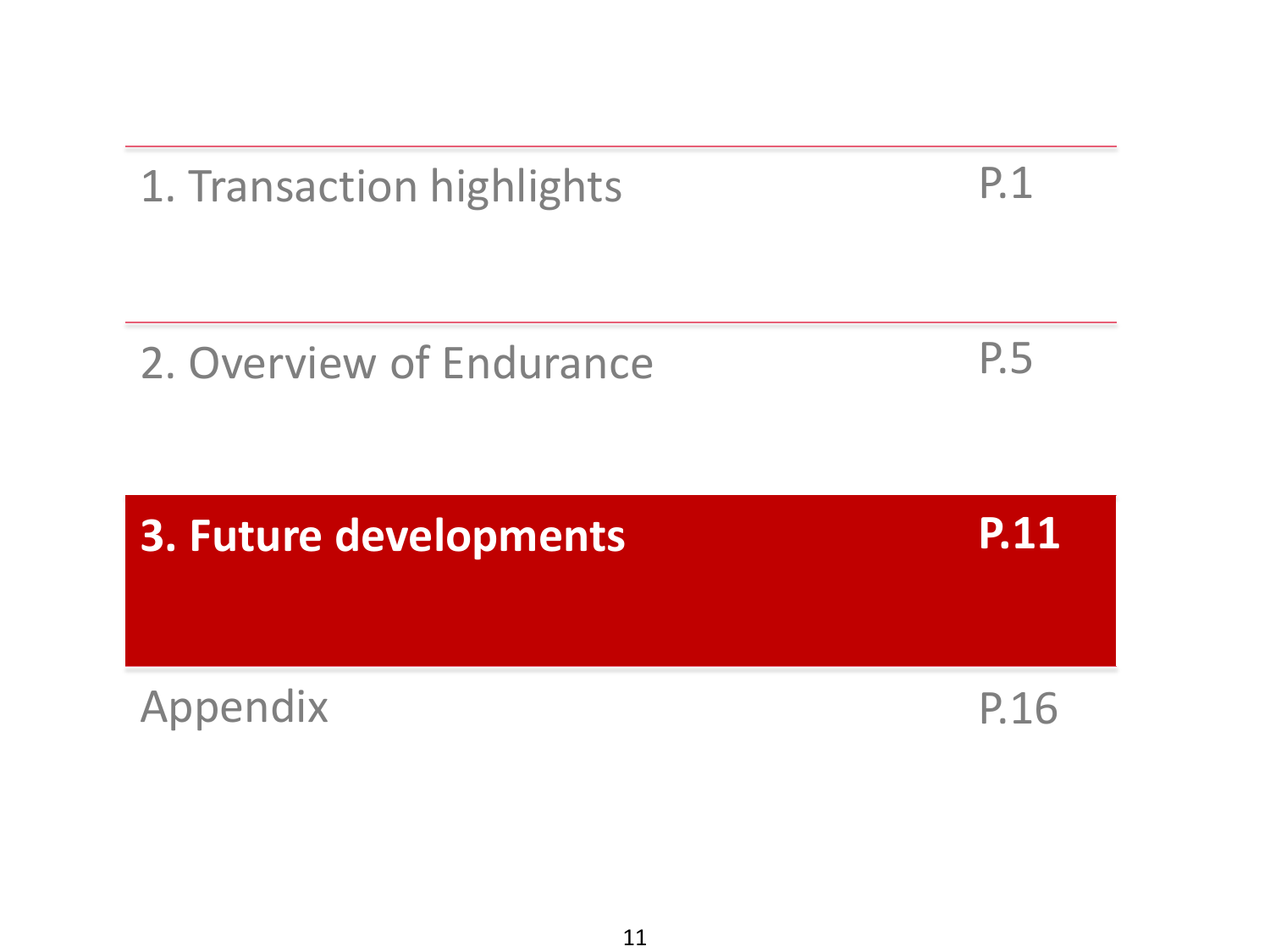| | |
|---|---|
| 1. Transaction highlights | P.1 |
| 2. Overview of Endurance | P.5 |
| **3. Future developments** | **P.11** |
| Appendix | P.16 |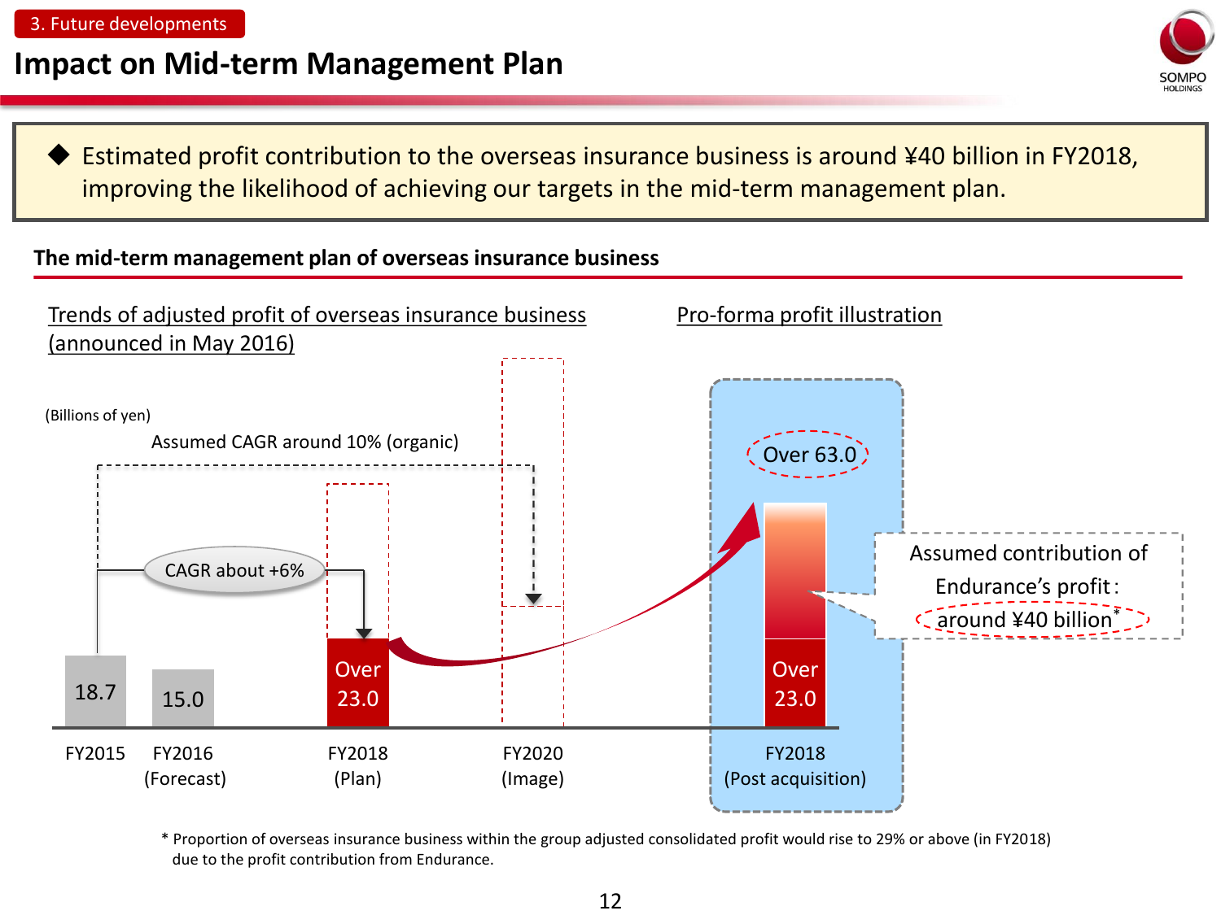3. Future developments

# Impact on Mid-term Management Plan

◆ Estimated profit contribution to the overseas insurance business is around ¥40 billion in FY2018, improving the likelihood of achieving our targets in the mid-term management plan.

## The mid-term management plan of overseas insurance business

**Trends of adjusted profit of overseas insurance business (announced in May 2016)**

(Billions of yen)

Assumed CAGR around 10% (organic)

CAGR about +6%

| FY2015 | FY2016 (Forecast) | FY2018 (Plan) | FY2020 (Image) |
|---|---|---|---|
| 18.7 | 15.0 | Over 23.0 | |

**Pro-forma profit illustration**

FY2018 (Post acquisition): Over 23.0 + Assumed contribution of Endurance's profit: around ¥40 billion* = Over 63.0

* Proportion of overseas insurance business within the group adjusted consolidated profit would rise to 29% or above (in FY2018) due to the profit contribution from Endurance.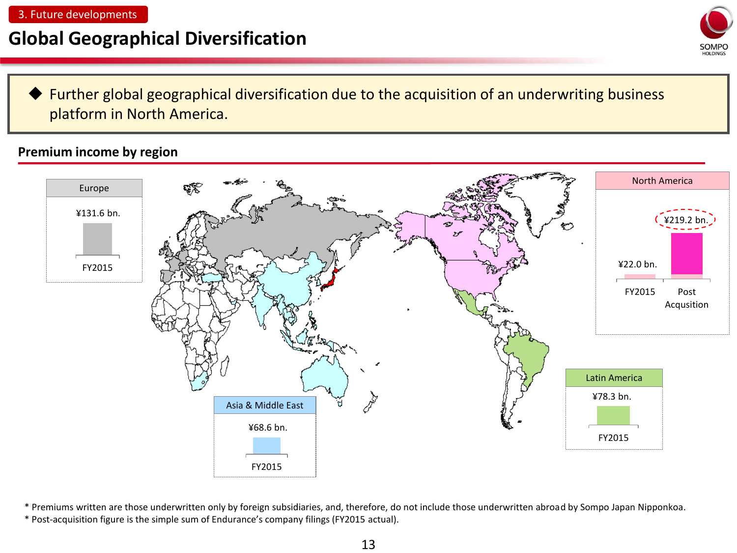3. Future developments

# Global Geographical Diversification

◆ Further global geographical diversification due to the acquisition of an underwriting business platform in North America.

## Premium income by region

| Region | FY2015 | Post Acquisition |
|---|---|---|
| Europe | ¥131.6 bn. | |
| North America | ¥22.0 bn. | ¥219.2 bn. |
| Latin America | ¥78.3 bn. | |
| Asia & Middle East | ¥68.6 bn. | |

* Premiums written are those underwritten only by foreign subsidiaries, and, therefore, do not include those underwritten abroad by Sompo Japan Nipponkoa.
* Post-acquisition figure is the simple sum of Endurance's company filings (FY2015 actual).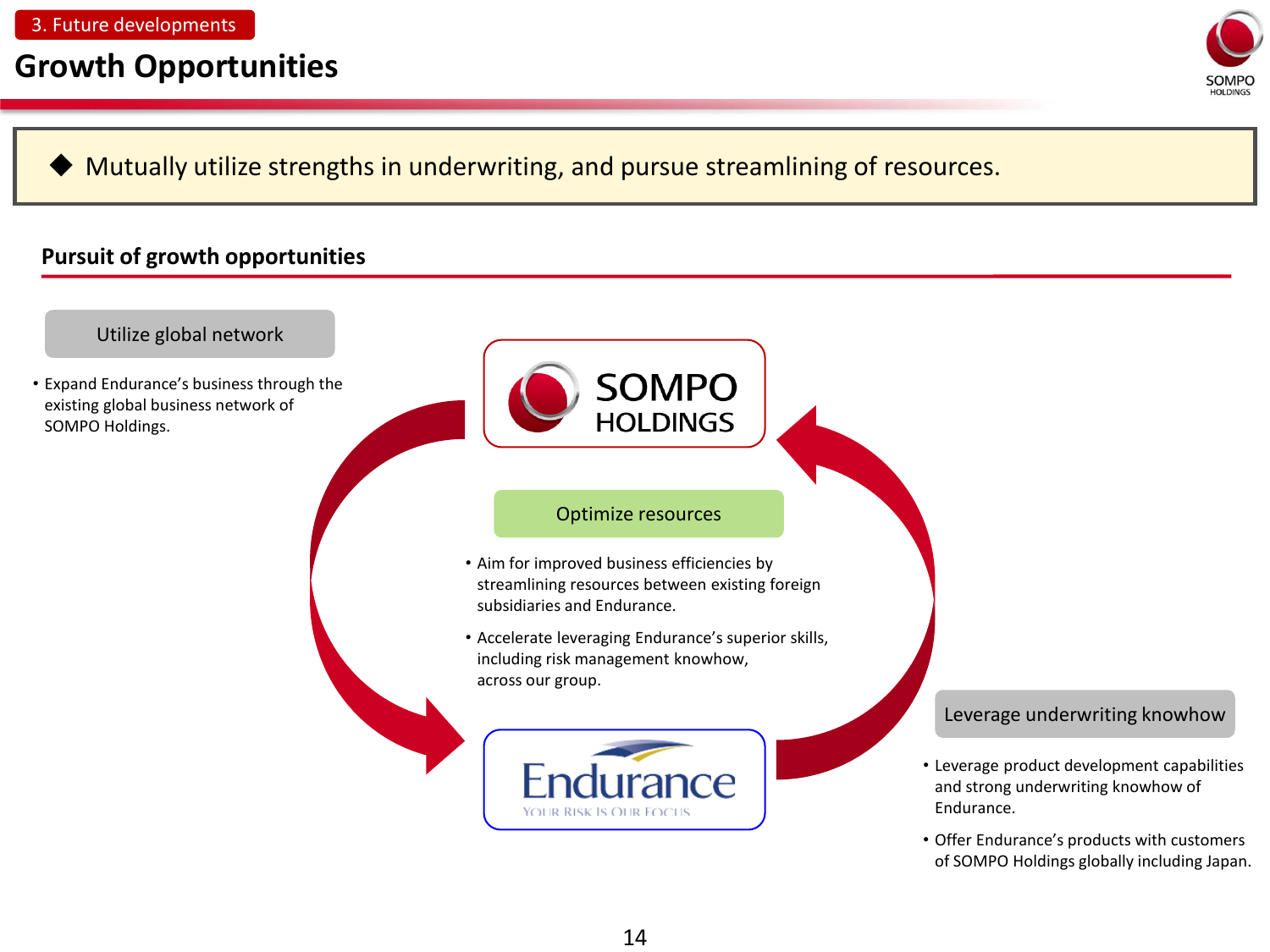3. Future developments

# Growth Opportunities

◆ Mutually utilize strengths in underwriting, and pursue streamlining of resources.

## Pursuit of growth opportunities

### Utilize global network

- Expand Endurance's business through the existing global business network of SOMPO Holdings.

SOMPO HOLDINGS

### Optimize resources

- Aim for improved business efficiencies by streamlining resources between existing foreign subsidiaries and Endurance.
- Accelerate leveraging Endurance's superior skills, including risk management knowhow, across our group.

Endurance
YOUR RISK IS OUR FOCUS

### Leverage underwriting knowhow

- Leverage product development capabilities and strong underwriting knowhow of Endurance.
- Offer Endurance's products with customers of SOMPO Holdings globally including Japan.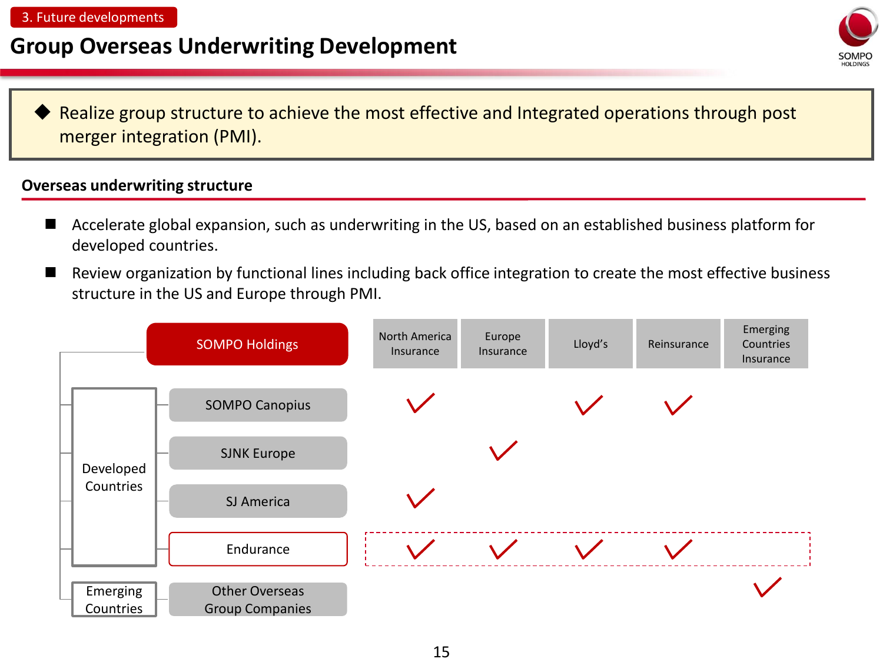3. Future developments

# Group Overseas Underwriting Development

◆ Realize group structure to achieve the most effective and Integrated operations through post merger integration (PMI).

## Overseas underwriting structure

- Accelerate global expansion, such as underwriting in the US, based on an established business platform for developed countries.
- Review organization by functional lines including back office integration to create the most effective business structure in the US and Europe through PMI.

| SOMPO Holdings | | North America Insurance | Europe Insurance | Lloyd's | Reinsurance | Emerging Countries Insurance |
|---|---|---|---|---|---|---|
| Developed Countries | SOMPO Canopius | ✓ | | ✓ | ✓ | |
| | SJNK Europe | | ✓ | | | |
| | SJ America | ✓ | | | | |
| | Endurance | ✓ | ✓ | ✓ | ✓ | |
| Emerging Countries | Other Overseas Group Companies | | | | | ✓ |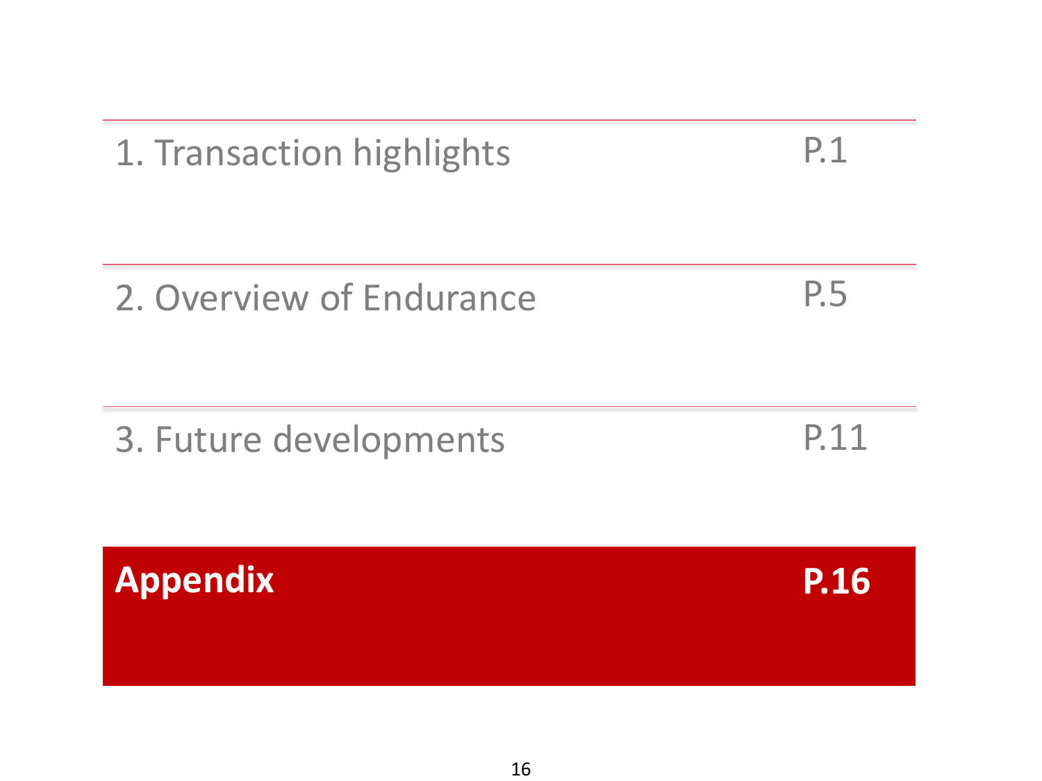| | |
|---|---|
| 1. Transaction highlights | P.1 |
| 2. Overview of Endurance | P.5 |
| 3. Future developments | P.11 |
| **Appendix** | **P.16** |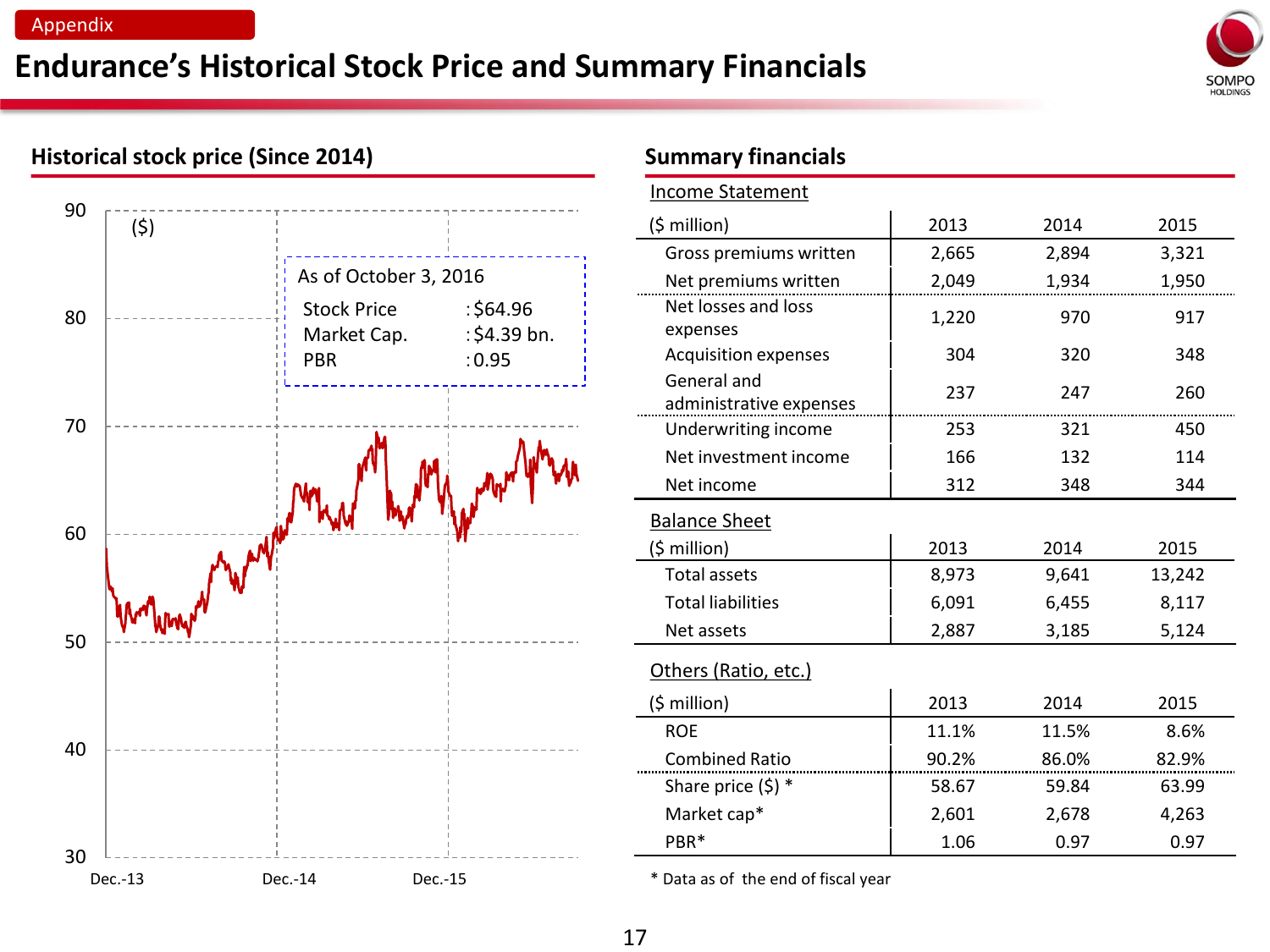Appendix

# Endurance's Historical Stock Price and Summary Financials

## Historical stock price (Since 2014)

($)

As of October 3, 2016

Stock Price : $64.96
Market Cap. : $4.39 bn.
PBR : 0.95

## Summary financials

### Income Statement

| ($ million) | 2013 | 2014 | 2015 |
|---|---|---|---|
| Gross premiums written | 2,665 | 2,894 | 3,321 |
| Net premiums written | 2,049 | 1,934 | 1,950 |
| Net losses and loss expenses | 1,220 | 970 | 917 |
| Acquisition expenses | 304 | 320 | 348 |
| General and administrative expenses | 237 | 247 | 260 |
| Underwriting income | 253 | 321 | 450 |
| Net investment income | 166 | 132 | 114 |
| Net income | 312 | 348 | 344 |

### Balance Sheet

| ($ million) | 2013 | 2014 | 2015 |
|---|---|---|---|
| Total assets | 8,973 | 9,641 | 13,242 |
| Total liabilities | 6,091 | 6,455 | 8,117 |
| Net assets | 2,887 | 3,185 | 5,124 |

### Others (Ratio, etc.)

| ($ million) | 2013 | 2014 | 2015 |
|---|---|---|---|
| ROE | 11.1% | 11.5% | 8.6% |
| Combined Ratio | 90.2% | 86.0% | 82.9% |
| Share price ($) * | 58.67 | 59.84 | 63.99 |
| Market cap* | 2,601 | 2,678 | 4,263 |
| PBR* | 1.06 | 0.97 | 0.97 |

* Data as of the end of fiscal year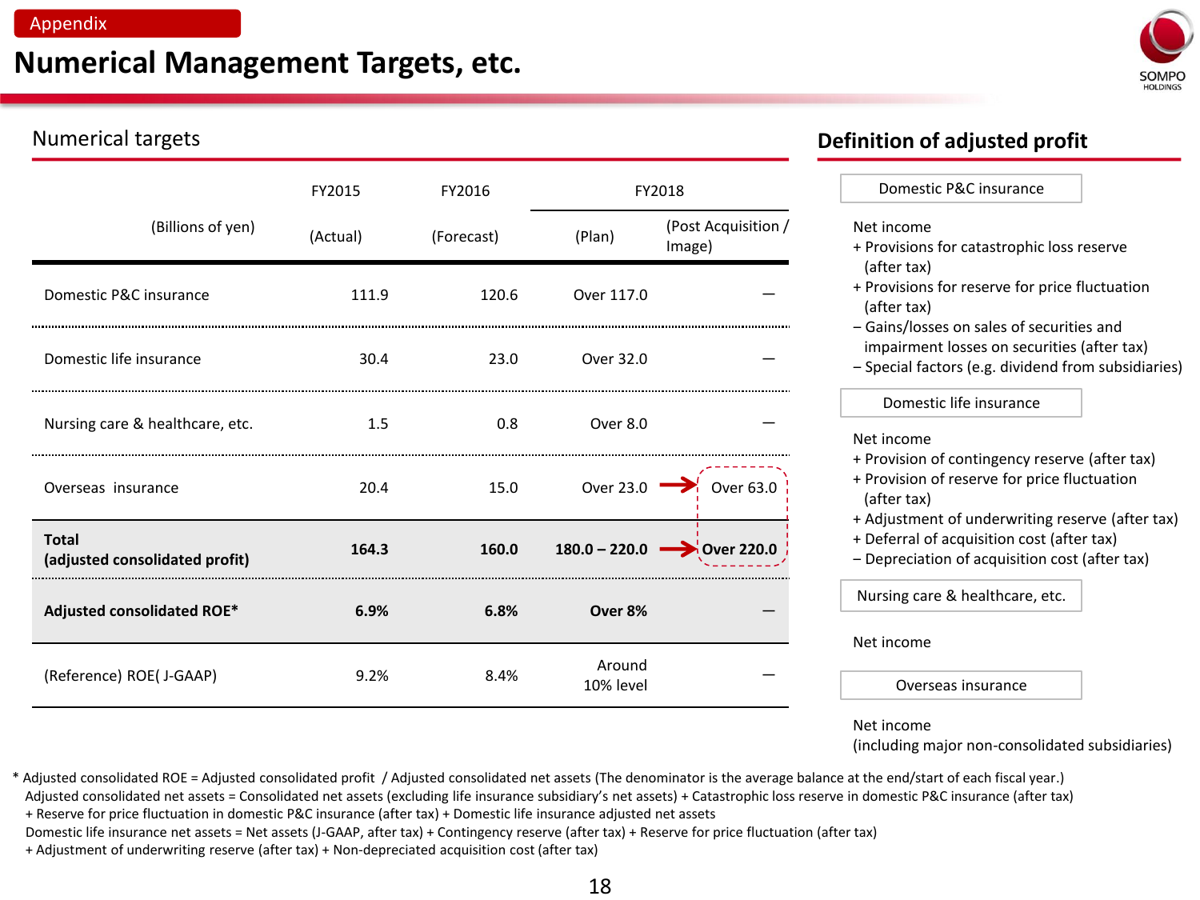Appendix

# Numerical Management Targets, etc.

## Numerical targets

| (Billions of yen) | FY2015 (Actual) | FY2016 (Forecast) | FY2018 (Plan) | FY2018 (Post Acquisition / Image) |
|---|---|---|---|---|
| Domestic P&C insurance | 111.9 | 120.6 | Over 117.0 | — |
| Domestic life insurance | 30.4 | 23.0 | Over 32.0 | — |
| Nursing care & healthcare, etc. | 1.5 | 0.8 | Over 8.0 | — |
| Overseas insurance | 20.4 | 15.0 | Over 23.0 → | Over 63.0 |
| **Total (adjusted consolidated profit)** | **164.3** | **160.0** | **180.0 – 220.0** → | **Over 220.0** |
| **Adjusted consolidated ROE*** | **6.9%** | **6.8%** | **Over 8%** | — |
| (Reference) ROE( J-GAAP) | 9.2% | 8.4% | Around 10% level | — |

## Definition of adjusted profit

**Domestic P&C insurance**

Net income
+ Provisions for catastrophic loss reserve (after tax)
+ Provisions for reserve for price fluctuation (after tax)
– Gains/losses on sales of securities and impairment losses on securities (after tax)
– Special factors (e.g. dividend from subsidiaries)

**Domestic life insurance**

Net income
+ Provision of contingency reserve (after tax)
+ Provision of reserve for price fluctuation (after tax)
+ Adjustment of underwriting reserve (after tax)
+ Deferral of acquisition cost (after tax)
– Depreciation of acquisition cost (after tax)

**Nursing care & healthcare, etc.**

Net income

**Overseas insurance**

Net income (including major non-consolidated subsidiaries)

\* Adjusted consolidated ROE = Adjusted consolidated profit / Adjusted consolidated net assets (The denominator is the average balance at the end/start of each fiscal year.)
Adjusted consolidated net assets = Consolidated net assets (excluding life insurance subsidiary's net assets) + Catastrophic loss reserve in domestic P&C insurance (after tax) + Reserve for price fluctuation in domestic P&C insurance (after tax) + Domestic life insurance adjusted net assets
Domestic life insurance net assets = Net assets (J-GAAP, after tax) + Contingency reserve (after tax) + Reserve for price fluctuation (after tax) + Adjustment of underwriting reserve (after tax) + Non-depreciated acquisition cost (after tax)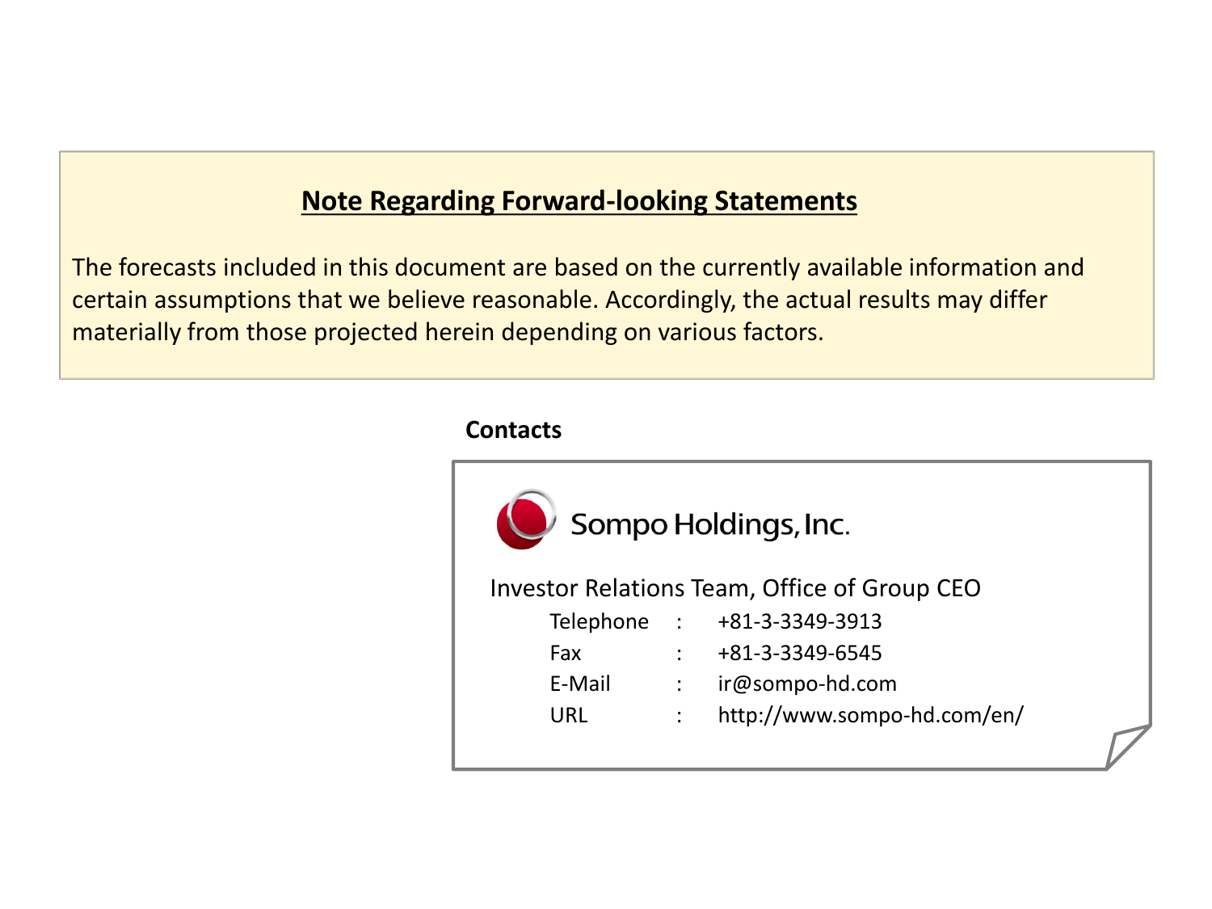## Note Regarding Forward-looking Statements

The forecasts included in this document are based on the currently available information and certain assumptions that we believe reasonable. Accordingly, the actual results may differ materially from those projected herein depending on various factors.

**Contacts**

Sompo Holdings, Inc.

Investor Relations Team, Office of Group CEO

| | | |
|---|---|---|
| Telephone | : | +81-3-3349-3913 |
| Fax | : | +81-3-3349-6545 |
| E-Mail | : | ir@sompo-hd.com |
| URL | : | http://www.sompo-hd.com/en/ |